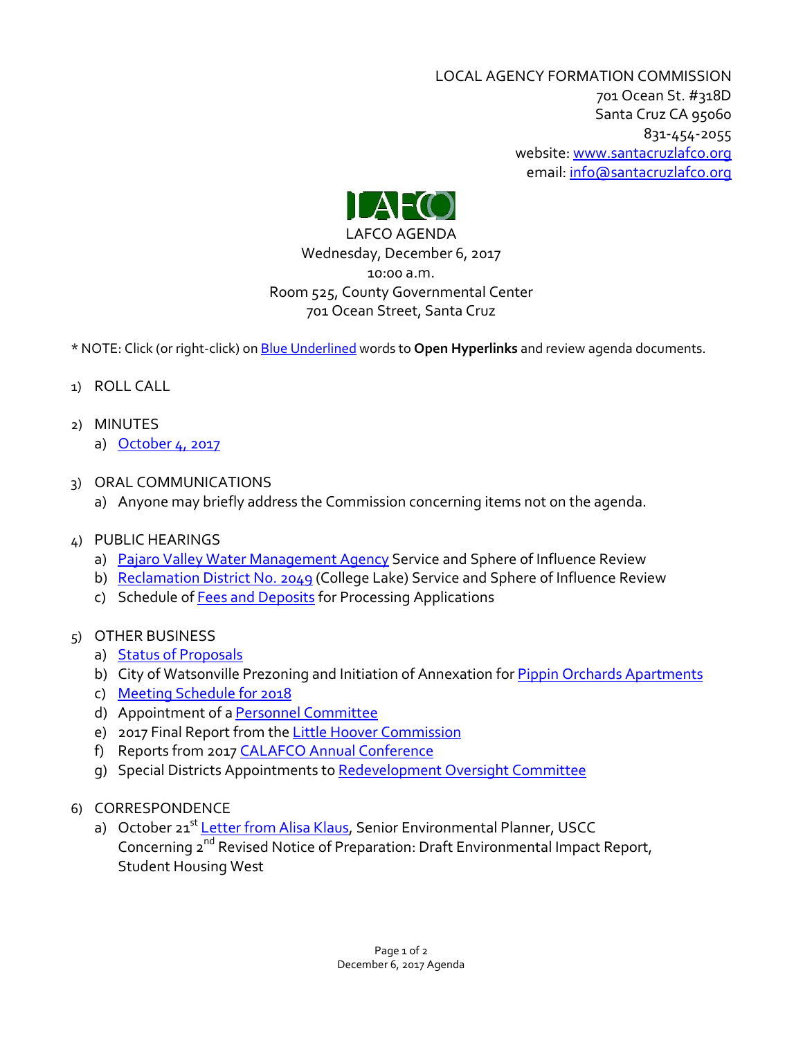LOCAL AGENCY FORMATION COMMISSION
701 Ocean St. #318D
Santa Cruz CA 95060
831-454-2055
website: www.santacruzlafco.org
email: info@santacruzlafco.org

LAFCO

# LAFCO AGENDA
Wednesday, December 6, 2017
10:00 a.m.
Room 525, County Governmental Center
701 Ocean Street, Santa Cruz

* NOTE: Click (or right-click) on Blue Underlined words to **Open Hyperlinks** and review agenda documents.

1) ROLL CALL

2) MINUTES
   a) October 4, 2017

3) ORAL COMMUNICATIONS
   a) Anyone may briefly address the Commission concerning items not on the agenda.

4) PUBLIC HEARINGS
   a) Pajaro Valley Water Management Agency Service and Sphere of Influence Review
   b) Reclamation District No. 2049 (College Lake) Service and Sphere of Influence Review
   c) Schedule of Fees and Deposits for Processing Applications

5) OTHER BUSINESS
   a) Status of Proposals
   b) City of Watsonville Prezoning and Initiation of Annexation for Pippin Orchards Apartments
   c) Meeting Schedule for 2018
   d) Appointment of a Personnel Committee
   e) 2017 Final Report from the Little Hoover Commission
   f) Reports from 2017 CALAFCO Annual Conference
   g) Special Districts Appointments to Redevelopment Oversight Committee

6) CORRESPONDENCE
   a) October 21st Letter from Alisa Klaus, Senior Environmental Planner, USCC Concerning 2nd Revised Notice of Preparation: Draft Environmental Impact Report, Student Housing West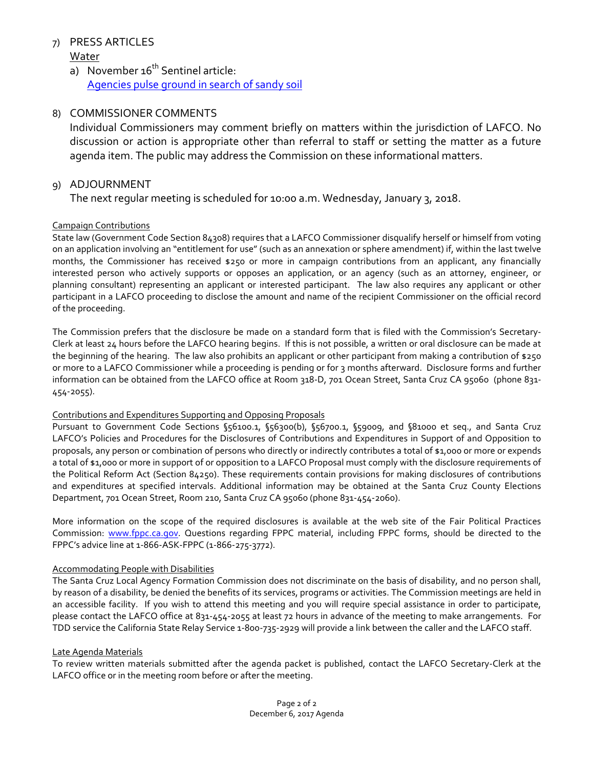7) PRESS ARTICLES

Water

a) November 16th Sentinel article:
   [Agencies pulse ground in search of sandy soil]()

8) COMMISSIONER COMMENTS

Individual Commissioners may comment briefly on matters within the jurisdiction of LAFCO. No discussion or action is appropriate other than referral to staff or setting the matter as a future agenda item. The public may address the Commission on these informational matters.

9) ADJOURNMENT

The next regular meeting is scheduled for 10:00 a.m. Wednesday, January 3, 2018.

Campaign Contributions

State law (Government Code Section 84308) requires that a LAFCO Commissioner disqualify herself or himself from voting on an application involving an "entitlement for use" (such as an annexation or sphere amendment) if, within the last twelve months, the Commissioner has received $250 or more in campaign contributions from an applicant, any financially interested person who actively supports or opposes an application, or an agency (such as an attorney, engineer, or planning consultant) representing an applicant or interested participant. The law also requires any applicant or other participant in a LAFCO proceeding to disclose the amount and name of the recipient Commissioner on the official record of the proceeding.

The Commission prefers that the disclosure be made on a standard form that is filed with the Commission's Secretary-Clerk at least 24 hours before the LAFCO hearing begins. If this is not possible, a written or oral disclosure can be made at the beginning of the hearing. The law also prohibits an applicant or other participant from making a contribution of $250 or more to a LAFCO Commissioner while a proceeding is pending or for 3 months afterward. Disclosure forms and further information can be obtained from the LAFCO office at Room 318-D, 701 Ocean Street, Santa Cruz CA 95060 (phone 831-454-2055).

Contributions and Expenditures Supporting and Opposing Proposals

Pursuant to Government Code Sections §56100.1, §56300(b), §56700.1, §59009, and §81000 et seq., and Santa Cruz LAFCO's Policies and Procedures for the Disclosures of Contributions and Expenditures in Support of and Opposition to proposals, any person or combination of persons who directly or indirectly contributes a total of $1,000 or more or expends a total of $1,000 or more in support of or opposition to a LAFCO Proposal must comply with the disclosure requirements of the Political Reform Act (Section 84250). These requirements contain provisions for making disclosures of contributions and expenditures at specified intervals. Additional information may be obtained at the Santa Cruz County Elections Department, 701 Ocean Street, Room 210, Santa Cruz CA 95060 (phone 831-454-2060).

More information on the scope of the required disclosures is available at the web site of the Fair Political Practices Commission: [www.fppc.ca.gov](http://www.fppc.ca.gov). Questions regarding FPPC material, including FPPC forms, should be directed to the FPPC's advice line at 1-866-ASK-FPPC (1-866-275-3772).

Accommodating People with Disabilities

The Santa Cruz Local Agency Formation Commission does not discriminate on the basis of disability, and no person shall, by reason of a disability, be denied the benefits of its services, programs or activities. The Commission meetings are held in an accessible facility. If you wish to attend this meeting and you will require special assistance in order to participate, please contact the LAFCO office at 831-454-2055 at least 72 hours in advance of the meeting to make arrangements. For TDD service the California State Relay Service 1-800-735-2929 will provide a link between the caller and the LAFCO staff.

Late Agenda Materials

To review written materials submitted after the agenda packet is published, contact the LAFCO Secretary-Clerk at the LAFCO office or in the meeting room before or after the meeting.